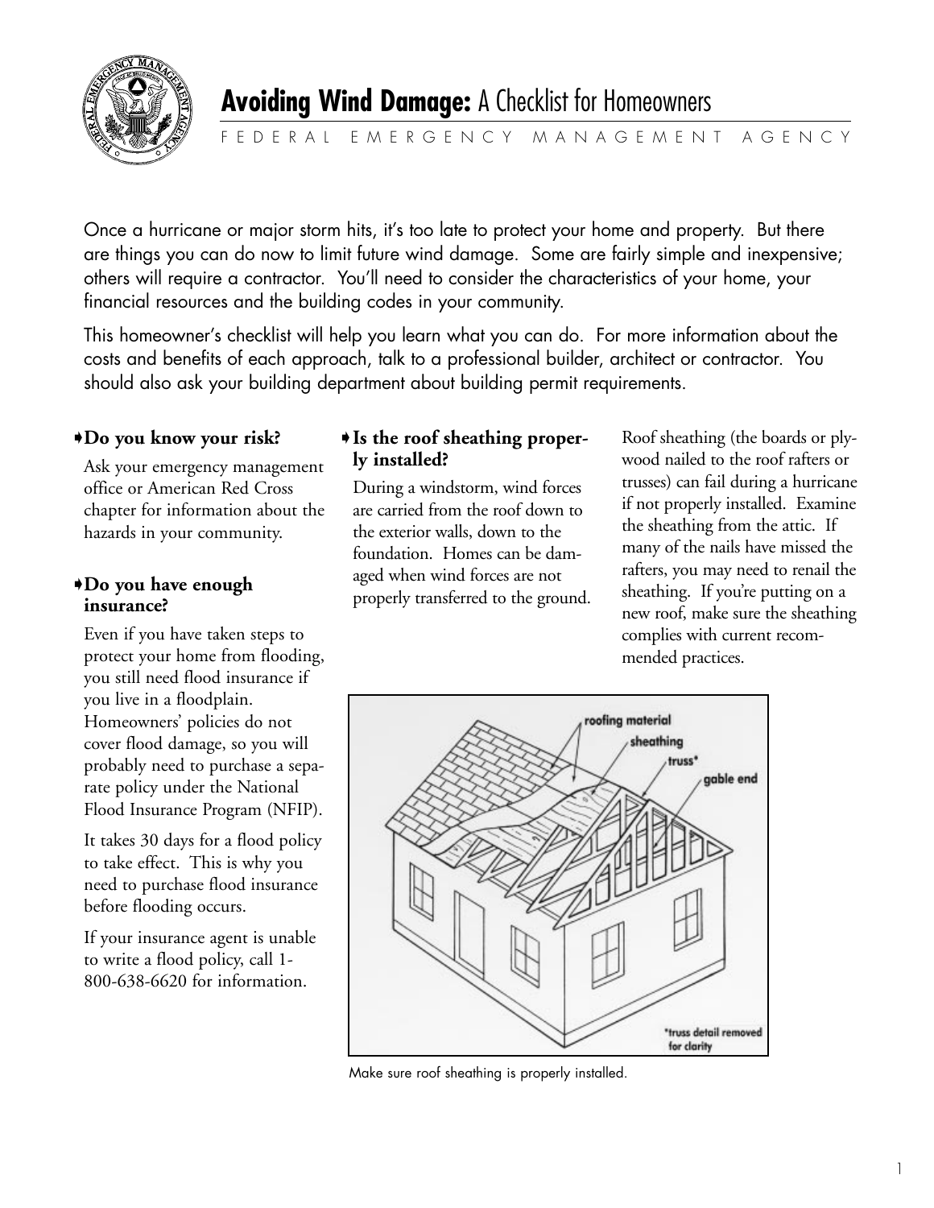# **Avoiding Wind Damage:** A Checklist for Homeowners

FEDERAL EMERGENCY MANAGEMENT AGENCY

Once a hurricane or major storm hits, it's too late to protect your home and property. But there are things you can do now to limit future wind damage. Some are fairly simple and inexpensive; others will require a contractor. You'll need to consider the characteristics of your home, your financial resources and the building codes in your community.

This homeowner's checklist will help you learn what you can do. For more information about the costs and benefits of each approach, talk to a professional builder, architect or contractor. You should also ask your building department about building permit requirements.

### Do you know your risk?

Ask your emergency management office or American Red Cross chapter for information about the hazards in your community.

### Do you have enough insurance?

Even if you have taken steps to protect your home from flooding, you still need flood insurance if you live in a floodplain. Homeowners' policies do not cover flood damage, so you will probably need to purchase a separate policy under the National Flood Insurance Program (NFIP).

It takes 30 days for a flood policy to take effect. This is why you need to purchase flood insurance before flooding occurs.

If your insurance agent is unable to write a flood policy, call 1-800-638-6620 for information.

### Is the roof sheathing properly installed?

During a windstorm, wind forces are carried from the roof down to the exterior walls, down to the foundation. Homes can be damaged when wind forces are not properly transferred to the ground.

Roof sheathing (the boards or plywood nailed to the roof rafters or trusses) can fail during a hurricane if not properly installed. Examine the sheathing from the attic. If many of the nails have missed the rafters, you may need to renail the sheathing. If you're putting on a new roof, make sure the sheathing complies with current recommended practices.

Make sure roof sheathing is properly installed.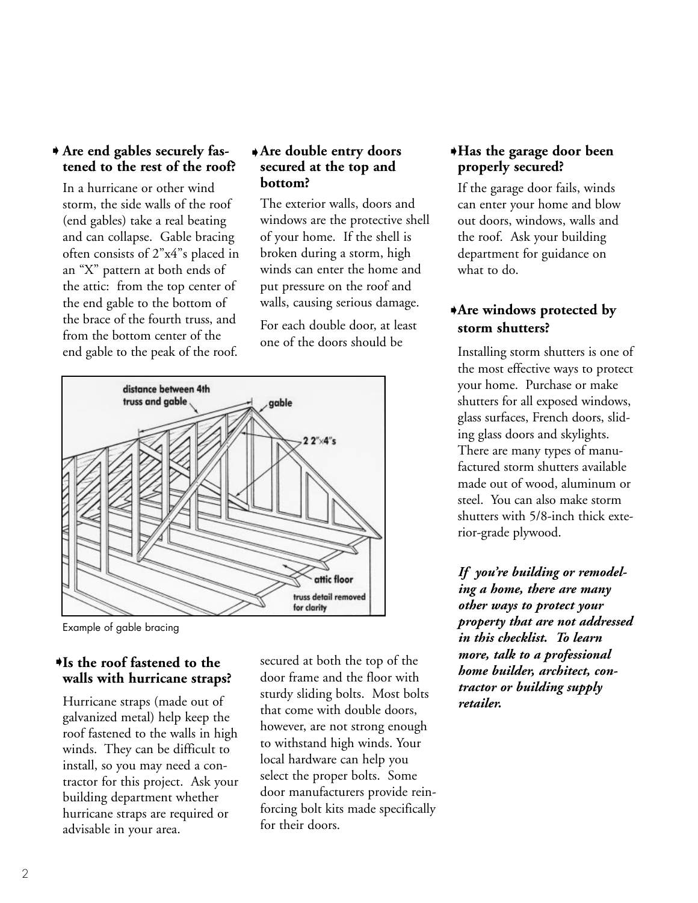**➧ Are end gables securely fastened to the rest of the roof?**

In a hurricane or other wind storm, the side walls of the roof (end gables) take a real beating and can collapse. Gable bracing often consists of 2"x4"s placed in an "X" pattern at both ends of the attic: from the top center of the end gable to the bottom of the brace of the fourth truss, and from the bottom center of the end gable to the peak of the roof.

distance between 4th truss and gable
gable
2 2"x4"s
attic floor
truss detail removed for clarity

Example of gable bracing

**➧ Is the roof fastened to the walls with hurricane straps?**

Hurricane straps (made out of galvanized metal) help keep the roof fastened to the walls in high winds. They can be difficult to install, so you may need a contractor for this project. Ask your building department whether hurricane straps are required or advisable in your area.

**➧ Are double entry doors secured at the top and bottom?**

The exterior walls, doors and windows are the protective shell of your home. If the shell is broken during a storm, high winds can enter the home and put pressure on the roof and walls, causing serious damage.

For each double door, at least one of the doors should be secured at both the top of the door frame and the floor with sturdy sliding bolts. Most bolts that come with double doors, however, are not strong enough to withstand high winds. Your local hardware can help you select the proper bolts. Some door manufacturers provide reinforcing bolt kits made specifically for their doors.

**➧ Has the garage door been properly secured?**

If the garage door fails, winds can enter your home and blow out doors, windows, walls and the roof. Ask your building department for guidance on what to do.

**➧ Are windows protected by storm shutters?**

Installing storm shutters is one of the most effective ways to protect your home. Purchase or make shutters for all exposed windows, glass surfaces, French doors, sliding glass doors and skylights. There are many types of manufactured storm shutters available made out of wood, aluminum or steel. You can also make storm shutters with 5/8-inch thick exterior-grade plywood.

***If you're building or remodeling a home, there are many other ways to protect your property that are not addressed in this checklist. To learn more, talk to a professional home builder, architect, contractor or building supply retailer.***